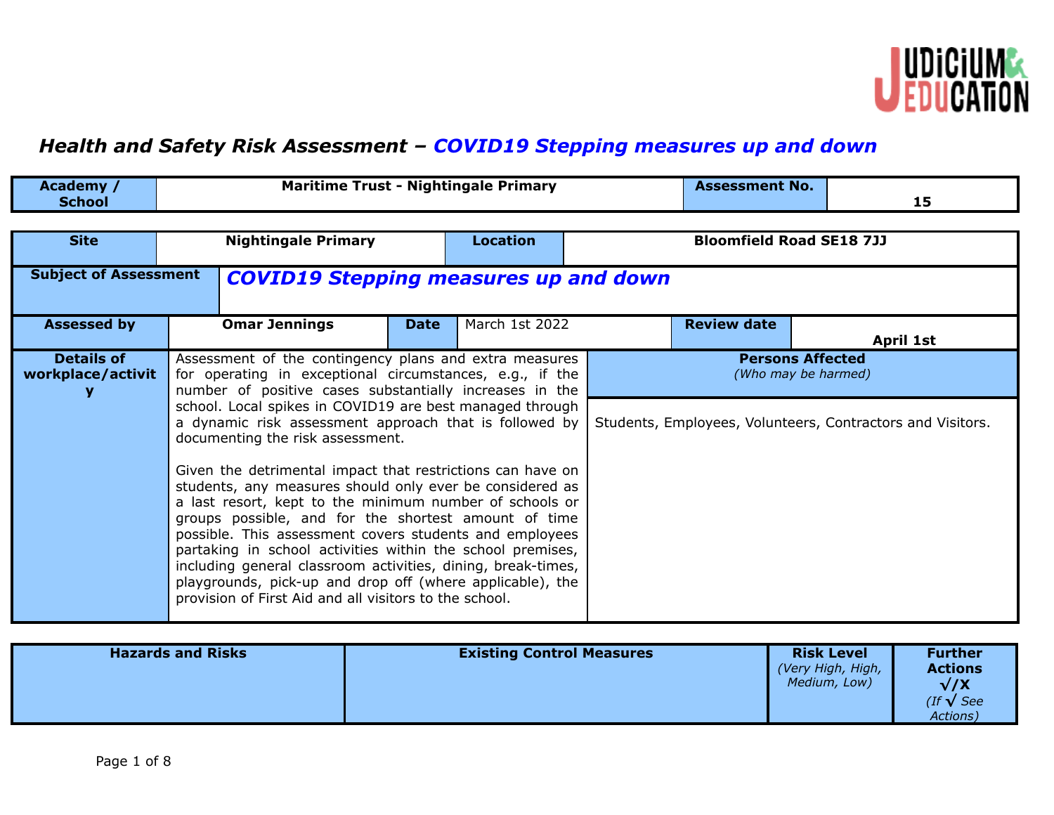# Health and Safety Risk Assessment – *COVID19 Stepping measures up and down*

| Academy / School | Maritime Trust - Nightingale Primary | Assessment No. | 15 |
|---|---|---|---|

| Site | Nightingale Primary | Location | Bloomfield Road SE18 7JJ |
|---|---|---|---|
| **Subject of Assessment** | ***COVID19 Stepping measures up and down*** | | |

| Assessed by | Omar Jennings | Date | March 1st 2022 | Review date | April 1st |
|---|---|---|---|---|---|

| Details of workplace/activity | | Persons Affected *(Who may be harmed)* |
|---|---|---|
| | Assessment of the contingency plans and extra measures for operating in exceptional circumstances, e.g., if the number of positive cases substantially increases in the school. Local spikes in COVID19 are best managed through a dynamic risk assessment approach that is followed by documenting the risk assessment.<br><br>Given the detrimental impact that restrictions can have on students, any measures should only ever be considered as a last resort, kept to the minimum number of schools or groups possible, and for the shortest amount of time possible. This assessment covers students and employees partaking in school activities within the school premises, including general classroom activities, dining, break-times, playgrounds, pick-up and drop off (where applicable), the provision of First Aid and all visitors to the school. | Students, Employees, Volunteers, Contractors and Visitors. |

| Hazards and Risks | Existing Control Measures | Risk Level *(Very High, High, Medium, Low)* | Further Actions √/X *(If √ See Actions)* |
|---|---|---|---|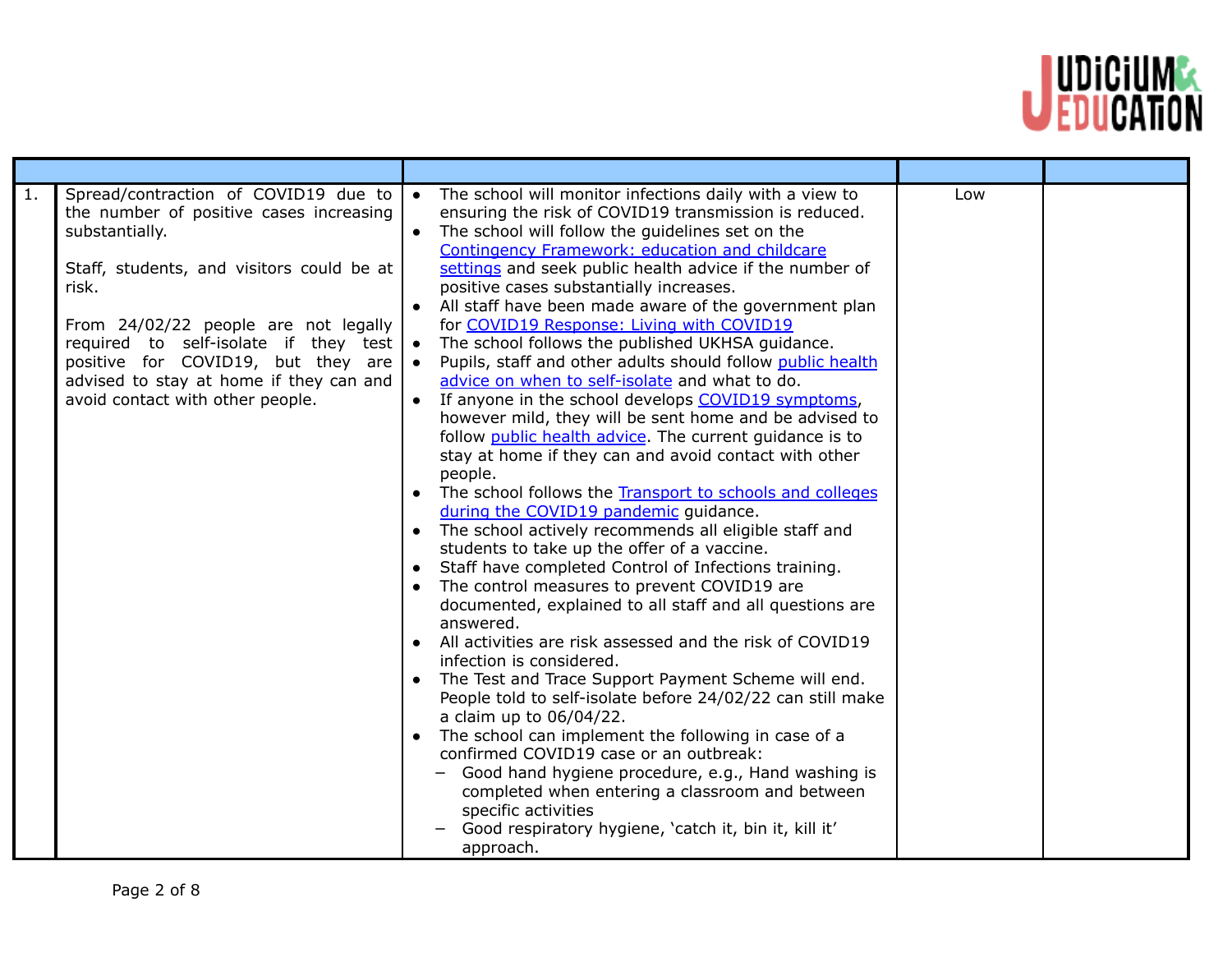| | | | | |
|---|---|---|---|---|
| 1. | Spread/contraction of COVID19 due to the number of positive cases increasing substantially.<br><br>Staff, students, and visitors could be at risk.<br><br>From 24/02/22 people are not legally required to self-isolate if they test positive for COVID19, but they are advised to stay at home if they can and avoid contact with other people. | • The school will monitor infections daily with a view to ensuring the risk of COVID19 transmission is reduced.<br>• The school will follow the guidelines set on the Contingency Framework: education and childcare settings and seek public health advice if the number of positive cases substantially increases.<br>• All staff have been made aware of the government plan for COVID19 Response: Living with COVID19<br>• The school follows the published UKHSA guidance.<br>• Pupils, staff and other adults should follow public health advice on when to self-isolate and what to do.<br>• If anyone in the school develops COVID19 symptoms, however mild, they will be sent home and be advised to follow public health advice. The current guidance is to stay at home if they can and avoid contact with other people.<br>• The school follows the Transport to schools and colleges during the COVID19 pandemic guidance.<br>• The school actively recommends all eligible staff and students to take up the offer of a vaccine.<br>• Staff have completed Control of Infections training.<br>• The control measures to prevent COVID19 are documented, explained to all staff and all questions are answered.<br>• All activities are risk assessed and the risk of COVID19 infection is considered.<br>• The Test and Trace Support Payment Scheme will end. People told to self-isolate before 24/02/22 can still make a claim up to 06/04/22.<br>• The school can implement the following in case of a confirmed COVID19 case or an outbreak:<br>  – Good hand hygiene procedure, e.g., Hand washing is completed when entering a classroom and between specific activities<br>  – Good respiratory hygiene, 'catch it, bin it, kill it' approach. | Low | |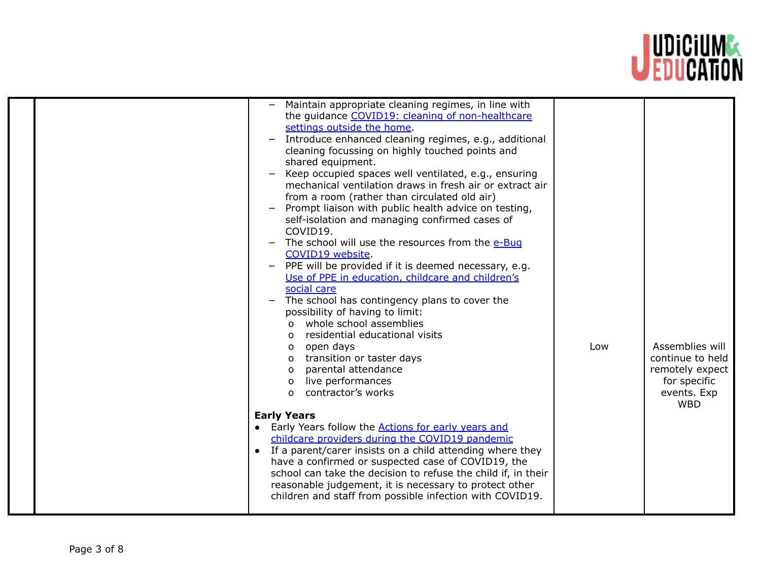| | | | | |
|---|---|---|---|---|
| | | – Maintain appropriate cleaning regimes, in line with the guidance [COVID19: cleaning of non-healthcare settings outside the home](). <br>– Introduce enhanced cleaning regimes, e.g., additional cleaning focussing on highly touched points and shared equipment. <br>– Keep occupied spaces well ventilated, e.g., ensuring mechanical ventilation draws in fresh air or extract air from a room (rather than circulated old air) <br>– Prompt liaison with public health advice on testing, self-isolation and managing confirmed cases of COVID19. <br>– The school will use the resources from the [e-Bug COVID19 website](). <br>– PPE will be provided if it is deemed necessary, e.g. [Use of PPE in education, childcare and children's social care]() <br>– The school has contingency plans to cover the possibility of having to limit: <br>o whole school assemblies <br>o residential educational visits <br>o open days <br>o transition or taster days <br>o parental attendance <br>o live performances <br>o contractor's works <br><br>**Early Years** <br>• Early Years follow the [Actions for early years and childcare providers during the COVID19 pandemic]() <br>• If a parent/carer insists on a child attending where they have a confirmed or suspected case of COVID19, the school can take the decision to refuse the child if, in their reasonable judgement, it is necessary to protect other children and staff from possible infection with COVID19. | Low | Assemblies will continue to held remotely expect for specific events. Exp WBD |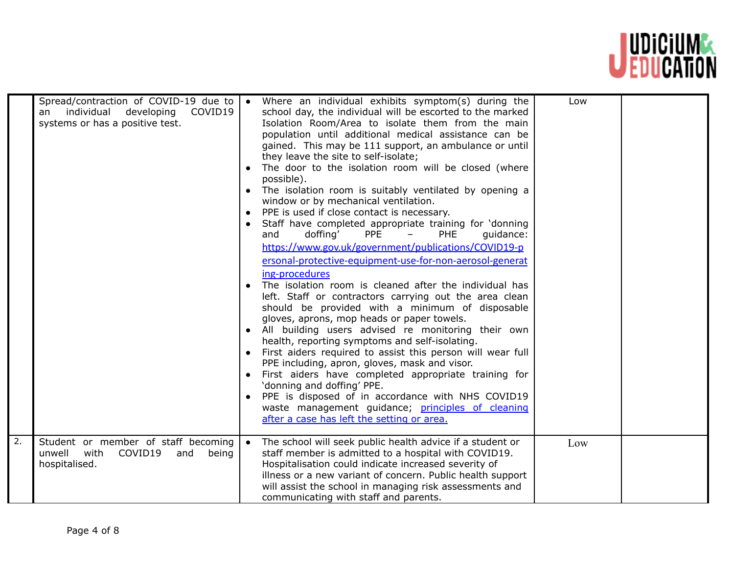| | | | | |
|---|---|---|---|---|
| | Spread/contraction of COVID-19 due to an individual developing COVID19 systems or has a positive test. | • Where an individual exhibits symptom(s) during the school day, the individual will be escorted to the marked Isolation Room/Area to isolate them from the main population until additional medical assistance can be gained. This may be 111 support, an ambulance or until they leave the site to self-isolate;<br>• The door to the isolation room will be closed (where possible).<br>• The isolation room is suitably ventilated by opening a window or by mechanical ventilation.<br>• PPE is used if close contact is necessary.<br>• Staff have completed appropriate training for 'donning and doffing' PPE – PHE guidance: [https://www.gov.uk/government/publications/COVID19-personal-protective-equipment-use-for-non-aerosol-generating-procedures](https://www.gov.uk/government/publications/COVID19-personal-protective-equipment-use-for-non-aerosol-generating-procedures)<br>• The isolation room is cleaned after the individual has left. Staff or contractors carrying out the area clean should be provided with a minimum of disposable gloves, aprons, mop heads or paper towels.<br>• All building users advised re monitoring their own health, reporting symptoms and self-isolating.<br>• First aiders required to assist this person will wear full PPE including, apron, gloves, mask and visor.<br>• First aiders have completed appropriate training for 'donning and doffing' PPE.<br>• PPE is disposed of in accordance with NHS COVID19 waste management guidance; principles of cleaning after a case has left the setting or area. | Low | |
| 2. | Student or member of staff becoming unwell with COVID19 and being hospitalised. | • The school will seek public health advice if a student or staff member is admitted to a hospital with COVID19. Hospitalisation could indicate increased severity of illness or a new variant of concern. Public health support will assist the school in managing risk assessments and communicating with staff and parents. | Low | |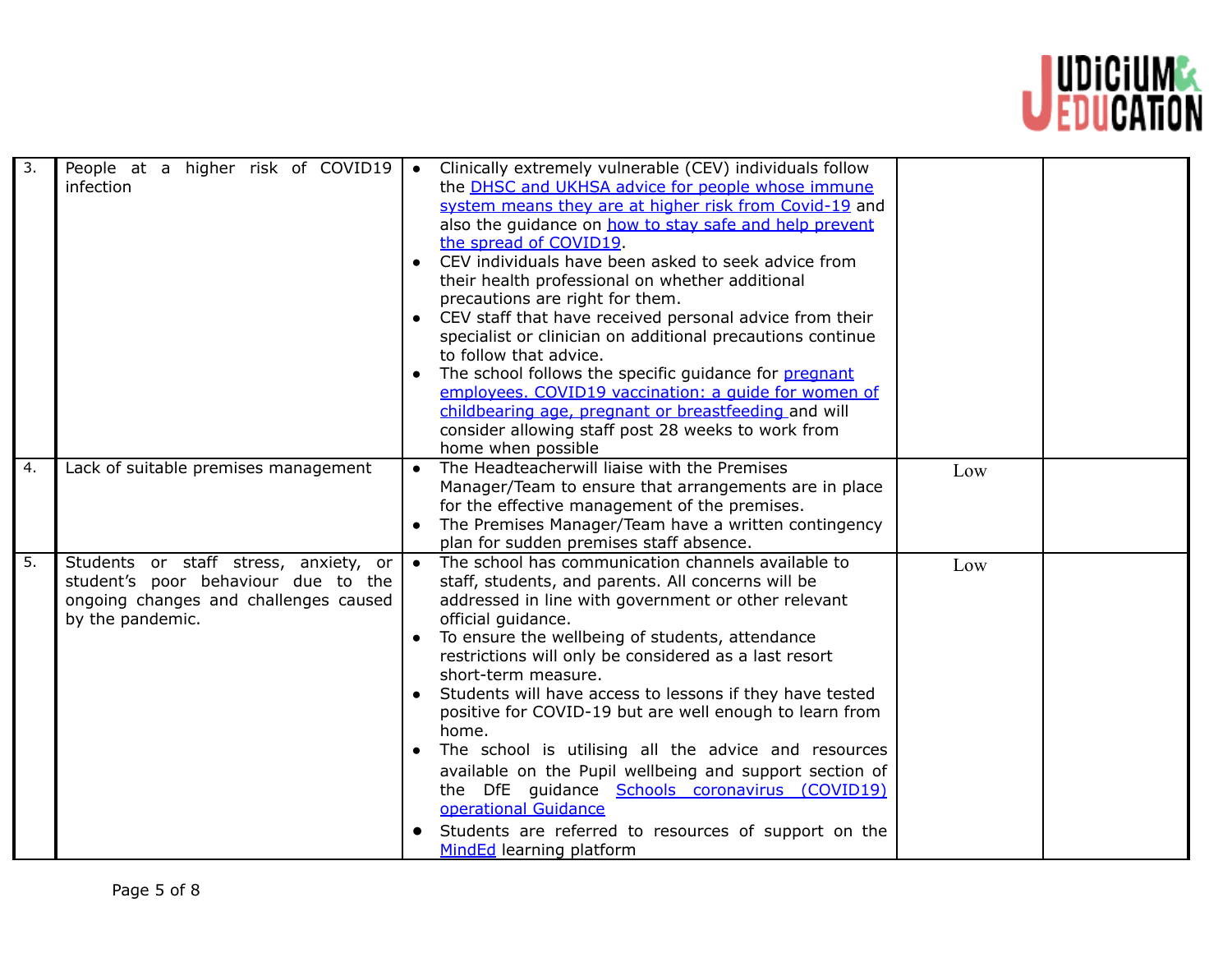| 3. | People at a higher risk of COVID19 infection | • Clinically extremely vulnerable (CEV) individuals follow the DHSC and UKHSA advice for people whose immune system means they are at higher risk from Covid-19 and also the guidance on how to stay safe and help prevent the spread of COVID19.<br>• CEV individuals have been asked to seek advice from their health professional on whether additional precautions are right for them.<br>• CEV staff that have received personal advice from their specialist or clinician on additional precautions continue to follow that advice.<br>• The school follows the specific guidance for pregnant employees. COVID19 vaccination: a guide for women of childbearing age, pregnant or breastfeeding and will consider allowing staff post 28 weeks to work from home when possible | | |
|---|---|---|---|---|
| 4. | Lack of suitable premises management | • The Headteacherwill liaise with the Premises Manager/Team to ensure that arrangements are in place for the effective management of the premises.<br>• The Premises Manager/Team have a written contingency plan for sudden premises staff absence. | Low | |
| 5. | Students or staff stress, anxiety, or student's poor behaviour due to the ongoing changes and challenges caused by the pandemic. | • The school has communication channels available to staff, students, and parents. All concerns will be addressed in line with government or other relevant official guidance.<br>• To ensure the wellbeing of students, attendance restrictions will only be considered as a last resort short-term measure.<br>• Students will have access to lessons if they have tested positive for COVID-19 but are well enough to learn from home.<br>• The school is utilising all the advice and resources available on the Pupil wellbeing and support section of the DfE guidance Schools coronavirus (COVID19) operational Guidance<br>• Students are referred to resources of support on the MindEd learning platform | Low | |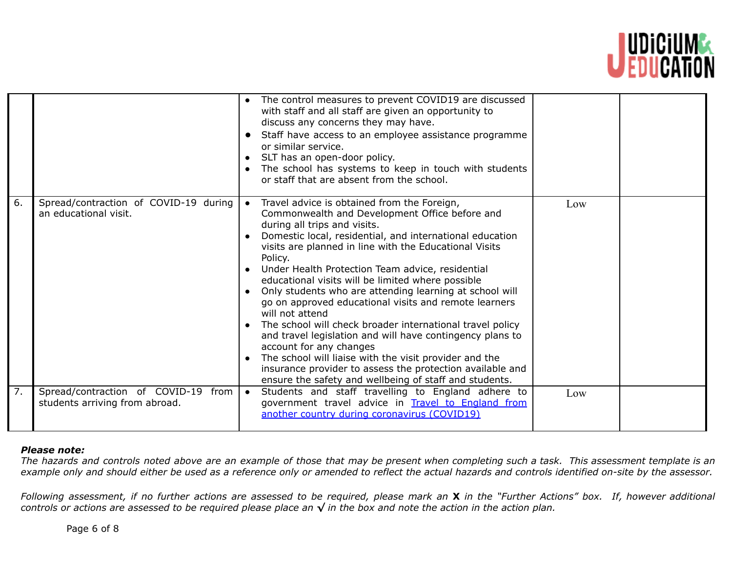| | | | | |
|---|---|---|---|---|
| | | • The control measures to prevent COVID19 are discussed with staff and all staff are given an opportunity to discuss any concerns they may have.<br>• Staff have access to an employee assistance programme or similar service.<br>• SLT has an open-door policy.<br>• The school has systems to keep in touch with students or staff that are absent from the school. | | |
| 6. | Spread/contraction of COVID-19 during an educational visit. | • Travel advice is obtained from the Foreign, Commonwealth and Development Office before and during all trips and visits.<br>• Domestic local, residential, and international education visits are planned in line with the Educational Visits Policy.<br>• Under Health Protection Team advice, residential educational visits will be limited where possible<br>• Only students who are attending learning at school will go on approved educational visits and remote learners will not attend<br>• The school will check broader international travel policy and travel legislation and will have contingency plans to account for any changes<br>• The school will liaise with the visit provider and the insurance provider to assess the protection available and ensure the safety and wellbeing of staff and students. | Low | |
| 7. | Spread/contraction of COVID-19 from students arriving from abroad. | • Students and staff travelling to England adhere to government travel advice in [Travel to England from another country during coronavirus (COVID19)]() | Low | |

***Please note:***
*The hazards and controls noted above are an example of those that may be present when completing such a task. This assessment template is an example only and should either be used as a reference only or amended to reflect the actual hazards and controls identified on-site by the assessor.*

*Following assessment, if no further actions are assessed to be required, please mark an* **X** *in the "Further Actions" box. If, however additional controls or actions are assessed to be required please place an* **√** *in the box and note the action in the action plan.*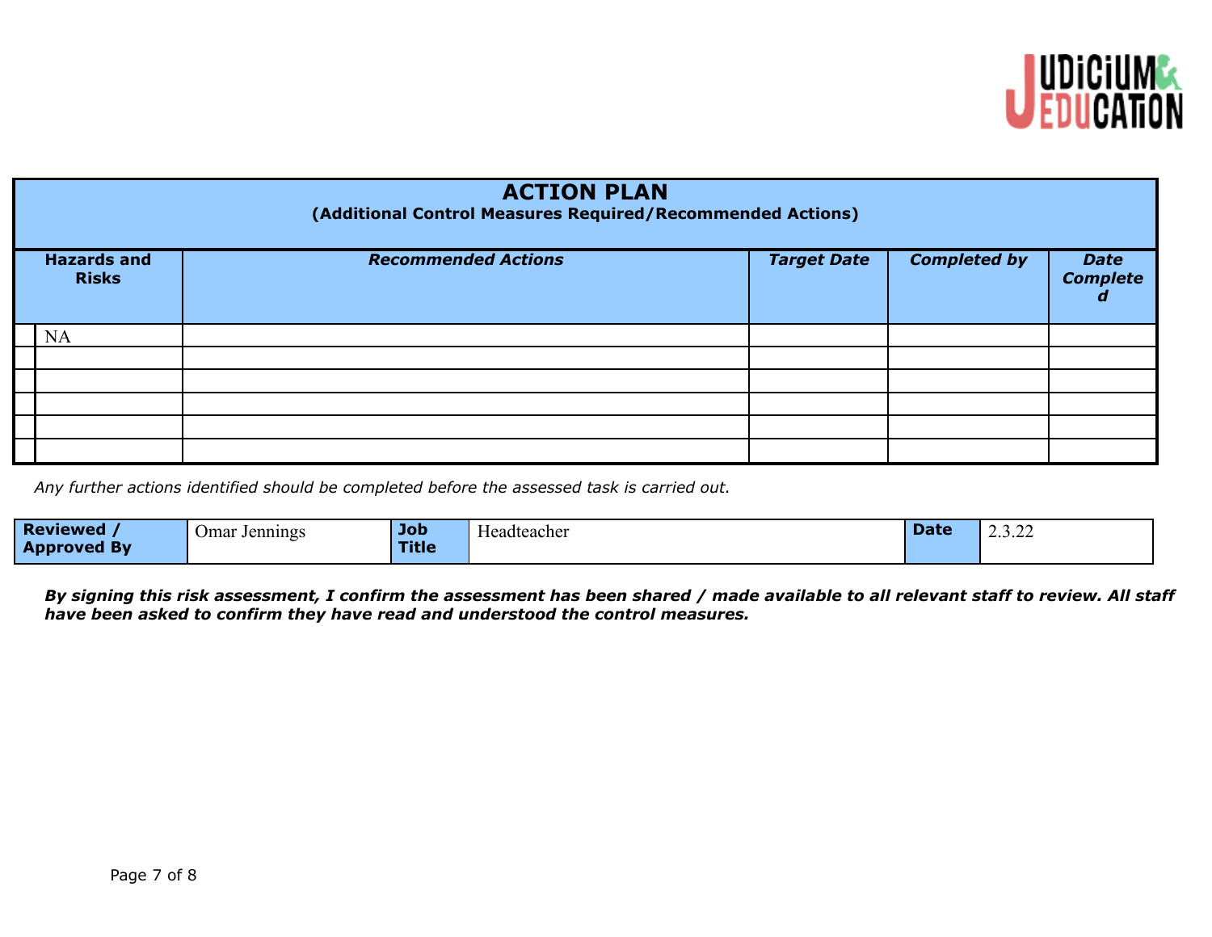## ACTION PLAN

**(Additional Control Measures Required/Recommended Actions)**

| Hazards and Risks | *Recommended Actions* | *Target Date* | *Completed by* | *Date Completed* |
|---|---|---|---|---|
| NA | | | | |
| | | | | |
| | | | | |
| | | | | |
| | | | | |
| | | | | |

*Any further actions identified should be completed before the assessed task is carried out.*

| Reviewed / Approved By | Omar Jennings | Job Title | Headteacher | Date | 2.3.22 |
|---|---|---|---|---|---|

***By signing this risk assessment, I confirm the assessment has been shared / made available to all relevant staff to review. All staff have been asked to confirm they have read and understood the control measures.***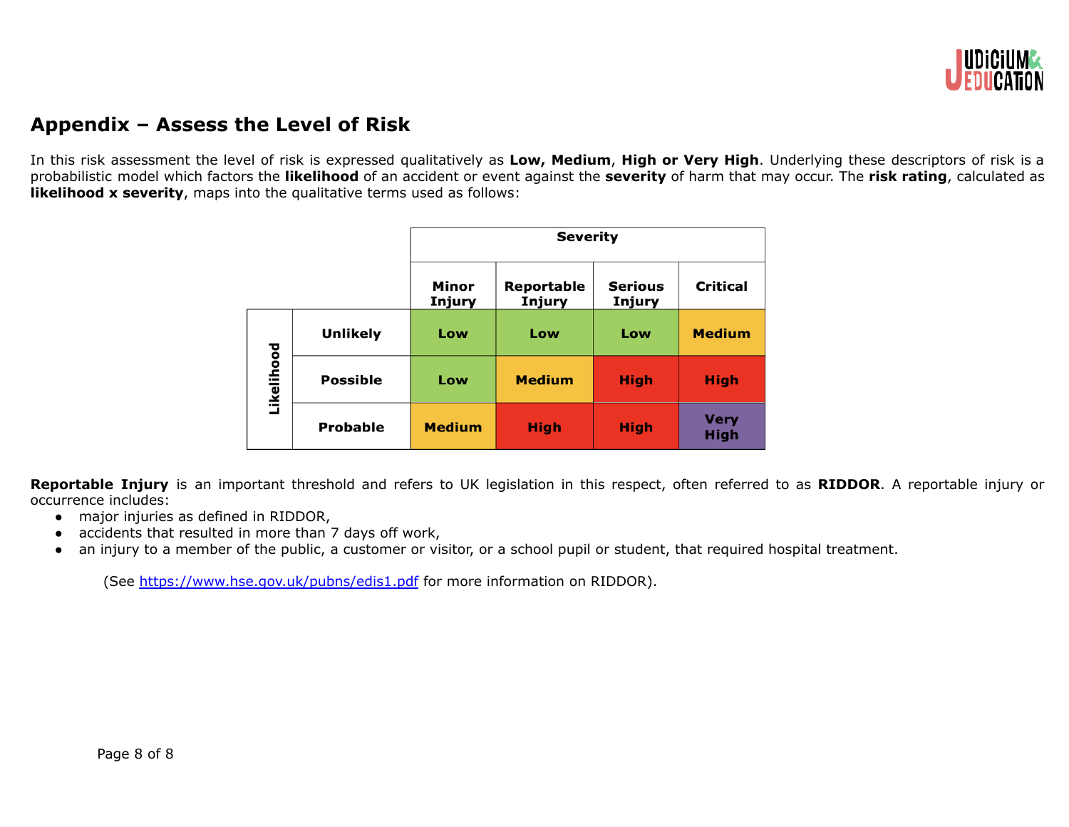## Appendix – Assess the Level of Risk

In this risk assessment the level of risk is expressed qualitatively as **Low, Medium**, **High or Very High**. Underlying these descriptors of risk is a probabilistic model which factors the **likelihood** of an accident or event against the **severity** of harm that may occur. The **risk rating**, calculated as **likelihood x severity**, maps into the qualitative terms used as follows:

| | | Severity | | | |
|---|---|---|---|---|---|
| | | Minor Injury | Reportable Injury | Serious Injury | Critical |
| Likelihood | Unlikely | Low | Low | Low | Medium |
| | Possible | Low | Medium | High | High |
| | Probable | Medium | High | High | Very High |

**Reportable Injury** is an important threshold and refers to UK legislation in this respect, often referred to as **RIDDOR**. A reportable injury or occurrence includes:

- major injuries as defined in RIDDOR,
- accidents that resulted in more than 7 days off work,
- an injury to a member of the public, a customer or visitor, or a school pupil or student, that required hospital treatment.

(See https://www.hse.gov.uk/pubns/edis1.pdf for more information on RIDDOR).